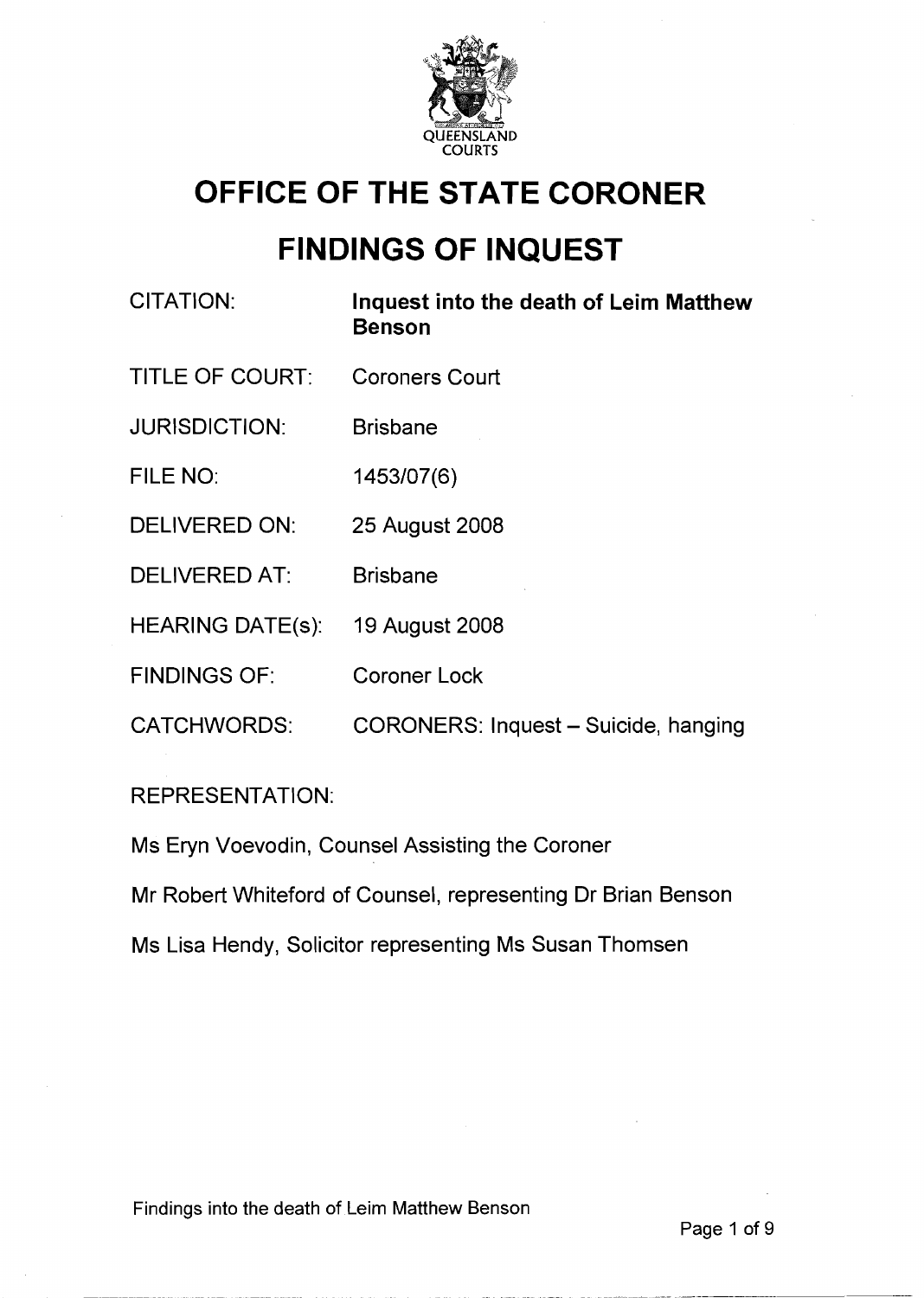QUEENSLAND COURTS

# OFFICE OF THE STATE CORONER

# FINDINGS OF INQUEST

| | |
|---|---|
| CITATION: | **Inquest into the death of Leim Matthew Benson** |
| TITLE OF COURT: | Coroners Court |
| JURISDICTION: | Brisbane |
| FILE NO: | 1453/07(6) |
| DELIVERED ON: | 25 August 2008 |
| DELIVERED AT: | Brisbane |
| HEARING DATE(s): | 19 August 2008 |
| FINDINGS OF: | Coroner Lock |
| CATCHWORDS: | CORONERS: Inquest – Suicide, hanging |

REPRESENTATION:

Ms Eryn Voevodin, Counsel Assisting the Coroner

Mr Robert Whiteford of Counsel, representing Dr Brian Benson

Ms Lisa Hendy, Solicitor representing Ms Susan Thomsen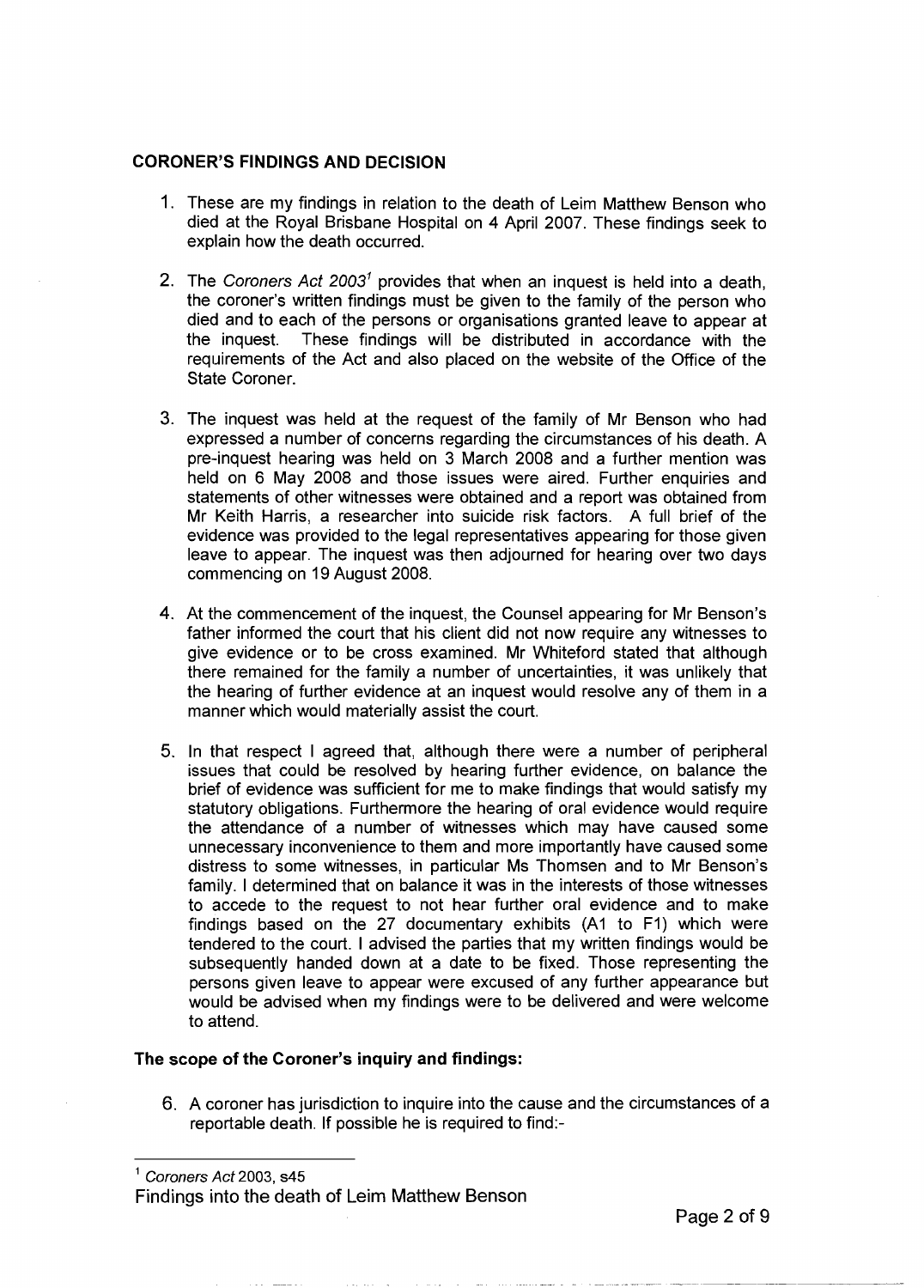## CORONER'S FINDINGS AND DECISION

1. These are my findings in relation to the death of Leim Matthew Benson who died at the Royal Brisbane Hospital on 4 April 2007. These findings seek to explain how the death occurred.

2. The *Coroners Act 2003*[1] provides that when an inquest is held into a death, the coroner's written findings must be given to the family of the person who died and to each of the persons or organisations granted leave to appear at the inquest. These findings will be distributed in accordance with the requirements of the Act and also placed on the website of the Office of the State Coroner.

3. The inquest was held at the request of the family of Mr Benson who had expressed a number of concerns regarding the circumstances of his death. A pre-inquest hearing was held on 3 March 2008 and a further mention was held on 6 May 2008 and those issues were aired. Further enquiries and statements of other witnesses were obtained and a report was obtained from Mr Keith Harris, a researcher into suicide risk factors. A full brief of the evidence was provided to the legal representatives appearing for those given leave to appear. The inquest was then adjourned for hearing over two days commencing on 19 August 2008.

4. At the commencement of the inquest, the Counsel appearing for Mr Benson's father informed the court that his client did not now require any witnesses to give evidence or to be cross examined. Mr Whiteford stated that although there remained for the family a number of uncertainties, it was unlikely that the hearing of further evidence at an inquest would resolve any of them in a manner which would materially assist the court.

5. In that respect I agreed that, although there were a number of peripheral issues that could be resolved by hearing further evidence, on balance the brief of evidence was sufficient for me to make findings that would satisfy my statutory obligations. Furthermore the hearing of oral evidence would require the attendance of a number of witnesses which may have caused some unnecessary inconvenience to them and more importantly have caused some distress to some witnesses, in particular Ms Thomsen and to Mr Benson's family. I determined that on balance it was in the interests of those witnesses to accede to the request to not hear further oral evidence and to make findings based on the 27 documentary exhibits (A1 to F1) which were tendered to the court. I advised the parties that my written findings would be subsequently handed down at a date to be fixed. Those representing the persons given leave to appear were excused of any further appearance but would be advised when my findings were to be delivered and were welcome to attend.

### The scope of the Coroner's inquiry and findings:

6. A coroner has jurisdiction to inquire into the cause and the circumstances of a reportable death. If possible he is required to find:-

---

[1] *Coroners Act* 2003, s45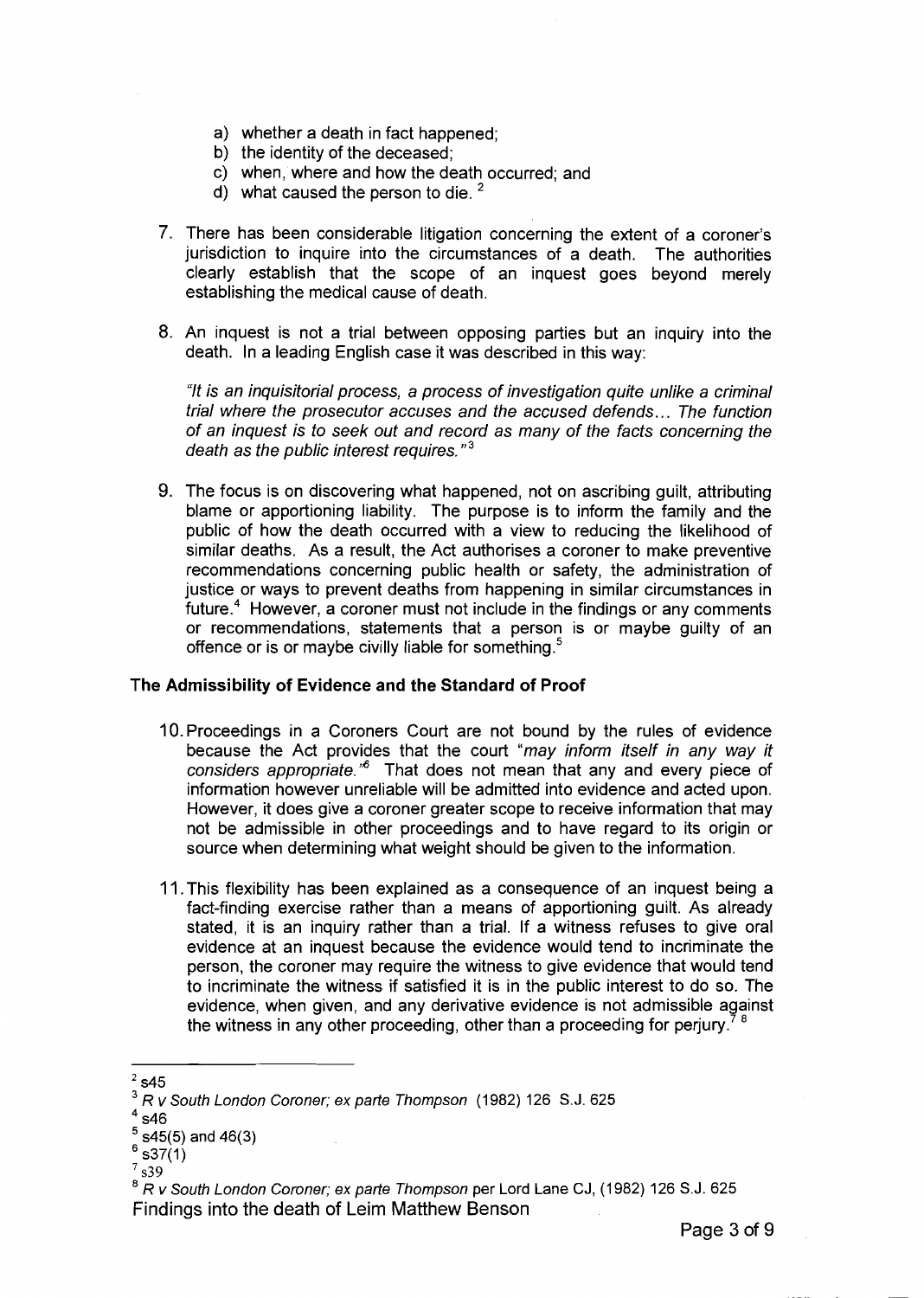a) whether a death in fact happened;
b) the identity of the deceased;
c) when, where and how the death occurred; and
d) what caused the person to die. [2]

7. There has been considerable litigation concerning the extent of a coroner's jurisdiction to inquire into the circumstances of a death. The authorities clearly establish that the scope of an inquest goes beyond merely establishing the medical cause of death.

8. An inquest is not a trial between opposing parties but an inquiry into the death. In a leading English case it was described in this way:

   *"It is an inquisitorial process, a process of investigation quite unlike a criminal trial where the prosecutor accuses and the accused defends... The function of an inquest is to seek out and record as many of the facts concerning the death as the public interest requires."*[3]

9. The focus is on discovering what happened, not on ascribing guilt, attributing blame or apportioning liability. The purpose is to inform the family and the public of how the death occurred with a view to reducing the likelihood of similar deaths. As a result, the Act authorises a coroner to make preventive recommendations concerning public health or safety, the administration of justice or ways to prevent deaths from happening in similar circumstances in future.[4] However, a coroner must not include in the findings or any comments or recommendations, statements that a person is or maybe guilty of an offence or is or maybe civilly liable for something.[5]

## The Admissibility of Evidence and the Standard of Proof

10. Proceedings in a Coroners Court are not bound by the rules of evidence because the Act provides that the court *"may inform itself in any way it considers appropriate."*[6] That does not mean that any and every piece of information however unreliable will be admitted into evidence and acted upon. However, it does give a coroner greater scope to receive information that may not be admissible in other proceedings and to have regard to its origin or source when determining what weight should be given to the information.

11. This flexibility has been explained as a consequence of an inquest being a fact-finding exercise rather than a means of apportioning guilt. As already stated, it is an inquiry rather than a trial. If a witness refuses to give oral evidence at an inquest because the evidence would tend to incriminate the person, the coroner may require the witness to give evidence that would tend to incriminate the witness if satisfied it is in the public interest to do so. The evidence, when given, and any derivative evidence is not admissible against the witness in any other proceeding, other than a proceeding for perjury.[7] [8]

---

[2] s45
[3] *R v South London Coroner; ex parte Thompson* (1982) 126 S.J. 625
[4] s46
[5] s45(5) and 46(3)
[6] s37(1)
[7] s39
[8] *R v South London Coroner; ex parte Thompson* per Lord Lane CJ, (1982) 126 S.J. 625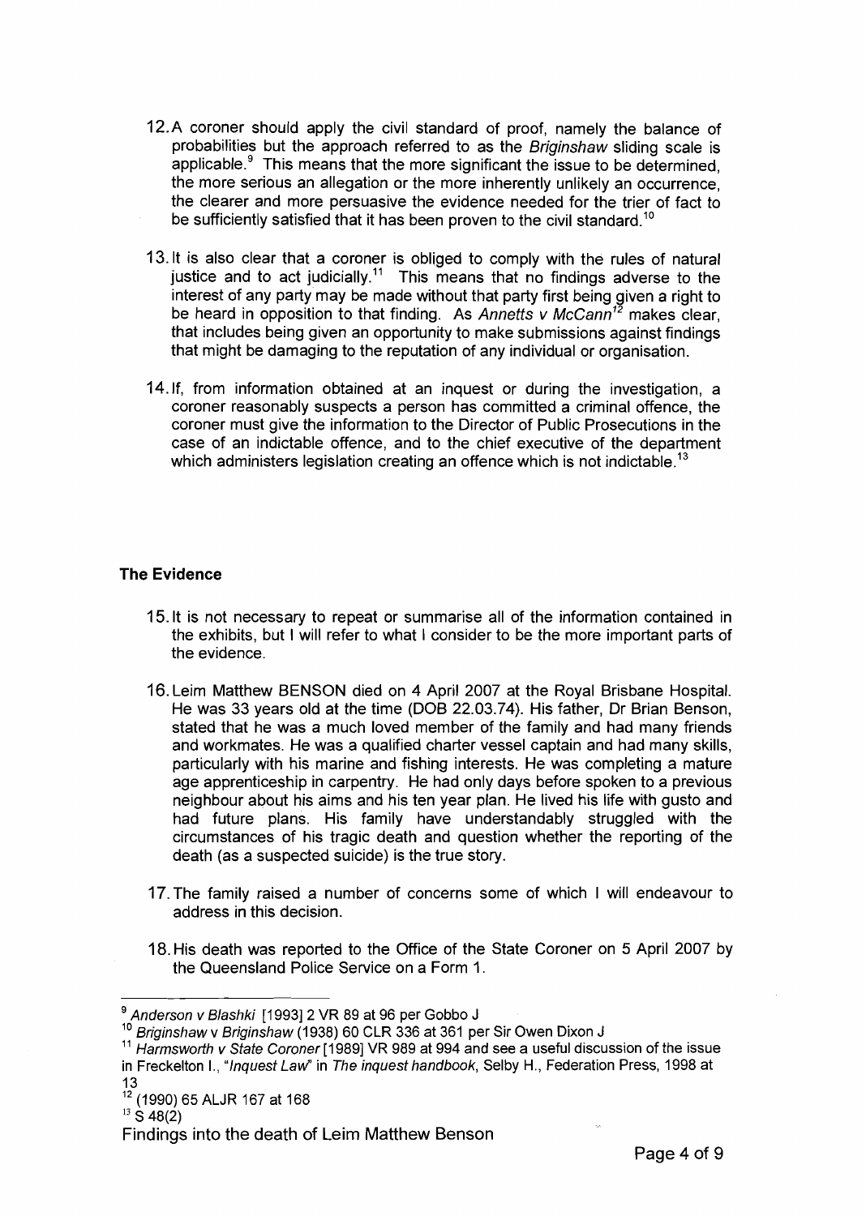12. A coroner should apply the civil standard of proof, namely the balance of probabilities but the approach referred to as the *Briginshaw* sliding scale is applicable.[9] This means that the more significant the issue to be determined, the more serious an allegation or the more inherently unlikely an occurrence, the clearer and more persuasive the evidence needed for the trier of fact to be sufficiently satisfied that it has been proven to the civil standard.[10]

13. It is also clear that a coroner is obliged to comply with the rules of natural justice and to act judicially.[11] This means that no findings adverse to the interest of any party may be made without that party first being given a right to be heard in opposition to that finding. As *Annetts v McCann*[12] makes clear, that includes being given an opportunity to make submissions against findings that might be damaging to the reputation of any individual or organisation.

14. If, from information obtained at an inquest or during the investigation, a coroner reasonably suspects a person has committed a criminal offence, the coroner must give the information to the Director of Public Prosecutions in the case of an indictable offence, and to the chief executive of the department which administers legislation creating an offence which is not indictable.[13]

## The Evidence

15. It is not necessary to repeat or summarise all of the information contained in the exhibits, but I will refer to what I consider to be the more important parts of the evidence.

16. Leim Matthew BENSON died on 4 April 2007 at the Royal Brisbane Hospital. He was 33 years old at the time (DOB 22.03.74). His father, Dr Brian Benson, stated that he was a much loved member of the family and had many friends and workmates. He was a qualified charter vessel captain and had many skills, particularly with his marine and fishing interests. He was completing a mature age apprenticeship in carpentry. He had only days before spoken to a previous neighbour about his aims and his ten year plan. He lived his life with gusto and had future plans. His family have understandably struggled with the circumstances of his tragic death and question whether the reporting of the death (as a suspected suicide) is the true story.

17. The family raised a number of concerns some of which I will endeavour to address in this decision.

18. His death was reported to the Office of the State Coroner on 5 April 2007 by the Queensland Police Service on a Form 1.

---

[9] *Anderson v Blashki* [1993] 2 VR 89 at 96 per Gobbo J

[10] *Briginshaw v Briginshaw* (1938) 60 CLR 336 at 361 per Sir Owen Dixon J

[11] *Harmsworth v State Coroner* [1989] VR 989 at 994 and see a useful discussion of the issue in Freckelton I., "*Inquest Law*" in *The inquest handbook*, Selby H., Federation Press, 1998 at 13

[12] (1990) 65 ALJR 167 at 168

[13] S 48(2)

Findings into the death of Leim Matthew Benson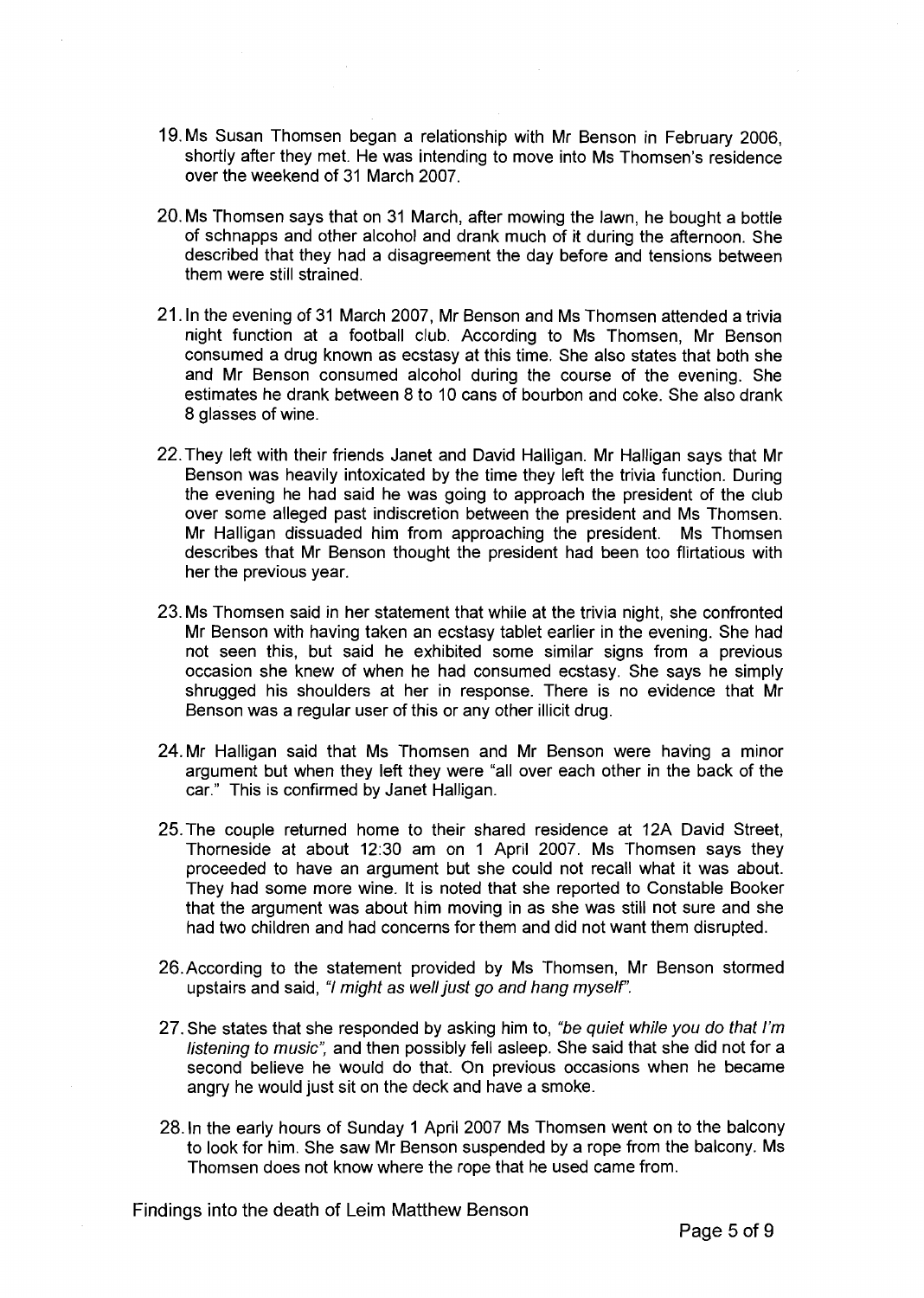19. Ms Susan Thomsen began a relationship with Mr Benson in February 2006, shortly after they met. He was intending to move into Ms Thomsen's residence over the weekend of 31 March 2007.

20. Ms Thomsen says that on 31 March, after mowing the lawn, he bought a bottle of schnapps and other alcohol and drank much of it during the afternoon. She described that they had a disagreement the day before and tensions between them were still strained.

21. In the evening of 31 March 2007, Mr Benson and Ms Thomsen attended a trivia night function at a football club. According to Ms Thomsen, Mr Benson consumed a drug known as ecstasy at this time. She also states that both she and Mr Benson consumed alcohol during the course of the evening. She estimates he drank between 8 to 10 cans of bourbon and coke. She also drank 8 glasses of wine.

22. They left with their friends Janet and David Halligan. Mr Halligan says that Mr Benson was heavily intoxicated by the time they left the trivia function. During the evening he had said he was going to approach the president of the club over some alleged past indiscretion between the president and Ms Thomsen. Mr Halligan dissuaded him from approaching the president. Ms Thomsen describes that Mr Benson thought the president had been too flirtatious with her the previous year.

23. Ms Thomsen said in her statement that while at the trivia night, she confronted Mr Benson with having taken an ecstasy tablet earlier in the evening. She had not seen this, but said he exhibited some similar signs from a previous occasion she knew of when he had consumed ecstasy. She says he simply shrugged his shoulders at her in response. There is no evidence that Mr Benson was a regular user of this or any other illicit drug.

24. Mr Halligan said that Ms Thomsen and Mr Benson were having a minor argument but when they left they were "all over each other in the back of the car." This is confirmed by Janet Halligan.

25. The couple returned home to their shared residence at 12A David Street, Thorneside at about 12:30 am on 1 April 2007. Ms Thomsen says they proceeded to have an argument but she could not recall what it was about. They had some more wine. It is noted that she reported to Constable Booker that the argument was about him moving in as she was still not sure and she had two children and had concerns for them and did not want them disrupted.

26. According to the statement provided by Ms Thomsen, Mr Benson stormed upstairs and said, *"I might as well just go and hang myself"*.

27. She states that she responded by asking him to, *"be quiet while you do that I'm listening to music"*, and then possibly fell asleep. She said that she did not for a second believe he would do that. On previous occasions when he became angry he would just sit on the deck and have a smoke.

28. In the early hours of Sunday 1 April 2007 Ms Thomsen went on to the balcony to look for him. She saw Mr Benson suspended by a rope from the balcony. Ms Thomsen does not know where the rope that he used came from.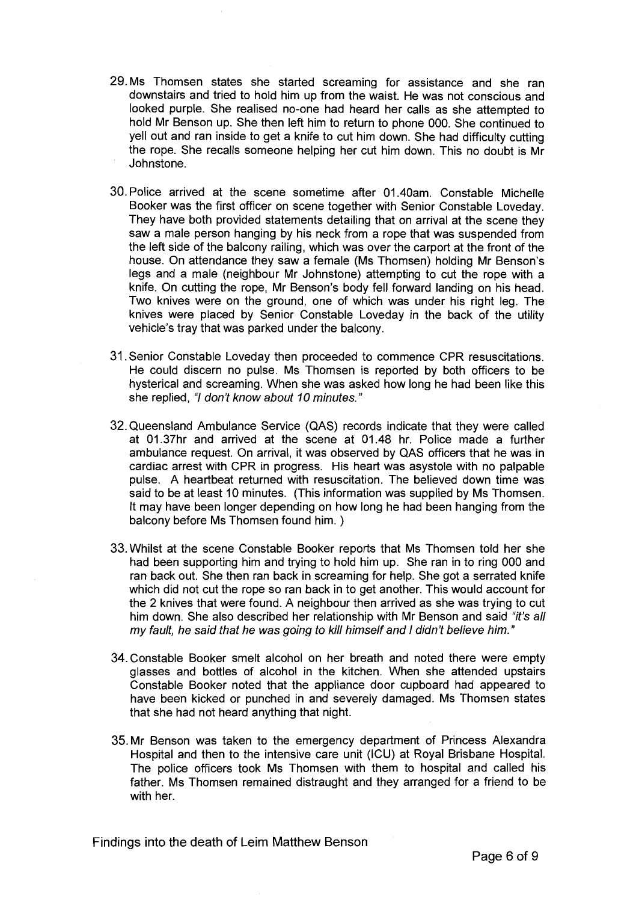29. Ms Thomsen states she started screaming for assistance and she ran downstairs and tried to hold him up from the waist. He was not conscious and looked purple. She realised no-one had heard her calls as she attempted to hold Mr Benson up. She then left him to return to phone 000. She continued to yell out and ran inside to get a knife to cut him down. She had difficulty cutting the rope. She recalls someone helping her cut him down. This no doubt is Mr Johnstone.

30. Police arrived at the scene sometime after 01.40am. Constable Michelle Booker was the first officer on scene together with Senior Constable Loveday. They have both provided statements detailing that on arrival at the scene they saw a male person hanging by his neck from a rope that was suspended from the left side of the balcony railing, which was over the carport at the front of the house. On attendance they saw a female (Ms Thomsen) holding Mr Benson's legs and a male (neighbour Mr Johnstone) attempting to cut the rope with a knife. On cutting the rope, Mr Benson's body fell forward landing on his head. Two knives were on the ground, one of which was under his right leg. The knives were placed by Senior Constable Loveday in the back of the utility vehicle's tray that was parked under the balcony.

31. Senior Constable Loveday then proceeded to commence CPR resuscitations. He could discern no pulse. Ms Thomsen is reported by both officers to be hysterical and screaming. When she was asked how long he had been like this she replied, *"I don't know about 10 minutes."*

32. Queensland Ambulance Service (QAS) records indicate that they were called at 01.37hr and arrived at the scene at 01.48 hr. Police made a further ambulance request. On arrival, it was observed by QAS officers that he was in cardiac arrest with CPR in progress. His heart was asystole with no palpable pulse. A heartbeat returned with resuscitation. The believed down time was said to be at least 10 minutes. (This information was supplied by Ms Thomsen. It may have been longer depending on how long he had been hanging from the balcony before Ms Thomsen found him. )

33. Whilst at the scene Constable Booker reports that Ms Thomsen told her she had been supporting him and trying to hold him up. She ran in to ring 000 and ran back out. She then ran back in screaming for help. She got a serrated knife which did not cut the rope so ran back in to get another. This would account for the 2 knives that were found. A neighbour then arrived as she was trying to cut him down. She also described her relationship with Mr Benson and said *"it's all my fault, he said that he was going to kill himself and I didn't believe him."*

34. Constable Booker smelt alcohol on her breath and noted there were empty glasses and bottles of alcohol in the kitchen. When she attended upstairs Constable Booker noted that the appliance door cupboard had appeared to have been kicked or punched in and severely damaged. Ms Thomsen states that she had not heard anything that night.

35. Mr Benson was taken to the emergency department of Princess Alexandra Hospital and then to the intensive care unit (ICU) at Royal Brisbane Hospital. The police officers took Ms Thomsen with them to hospital and called his father. Ms Thomsen remained distraught and they arranged for a friend to be with her.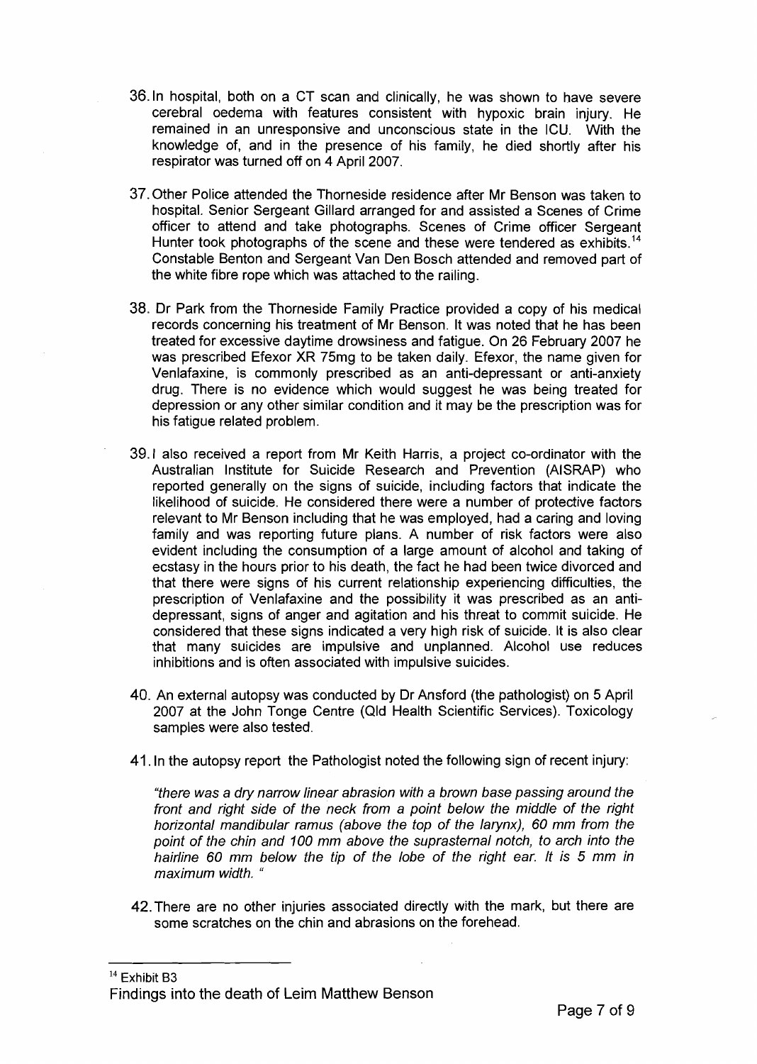36. In hospital, both on a CT scan and clinically, he was shown to have severe cerebral oedema with features consistent with hypoxic brain injury. He remained in an unresponsive and unconscious state in the ICU. With the knowledge of, and in the presence of his family, he died shortly after his respirator was turned off on 4 April 2007.

37. Other Police attended the Thorneside residence after Mr Benson was taken to hospital. Senior Sergeant Gillard arranged for and assisted a Scenes of Crime officer to attend and take photographs. Scenes of Crime officer Sergeant Hunter took photographs of the scene and these were tendered as exhibits.[14] Constable Benton and Sergeant Van Den Bosch attended and removed part of the white fibre rope which was attached to the railing.

38. Dr Park from the Thorneside Family Practice provided a copy of his medical records concerning his treatment of Mr Benson. It was noted that he has been treated for excessive daytime drowsiness and fatigue. On 26 February 2007 he was prescribed Efexor XR 75mg to be taken daily. Efexor, the name given for Venlafaxine, is commonly prescribed as an anti-depressant or anti-anxiety drug. There is no evidence which would suggest he was being treated for depression or any other similar condition and it may be the prescription was for his fatigue related problem.

39. I also received a report from Mr Keith Harris, a project co-ordinator with the Australian Institute for Suicide Research and Prevention (AISRAP) who reported generally on the signs of suicide, including factors that indicate the likelihood of suicide. He considered there were a number of protective factors relevant to Mr Benson including that he was employed, had a caring and loving family and was reporting future plans. A number of risk factors were also evident including the consumption of a large amount of alcohol and taking of ecstasy in the hours prior to his death, the fact he had been twice divorced and that there were signs of his current relationship experiencing difficulties, the prescription of Venlafaxine and the possibility it was prescribed as an anti-depressant, signs of anger and agitation and his threat to commit suicide. He considered that these signs indicated a very high risk of suicide. It is also clear that many suicides are impulsive and unplanned. Alcohol use reduces inhibitions and is often associated with impulsive suicides.

40. An external autopsy was conducted by Dr Ansford (the pathologist) on 5 April 2007 at the John Tonge Centre (Qld Health Scientific Services). Toxicology samples were also tested.

41. In the autopsy report the Pathologist noted the following sign of recent injury:

*"there was a dry narrow linear abrasion with a brown base passing around the front and right side of the neck from a point below the middle of the right horizontal mandibular ramus (above the top of the larynx), 60 mm from the point of the chin and 100 mm above the suprasternal notch, to arch into the hairline 60 mm below the tip of the lobe of the right ear. It is 5 mm in maximum width. "*

42. There are no other injuries associated directly with the mark, but there are some scratches on the chin and abrasions on the forehead.

---

[14] Exhibit B3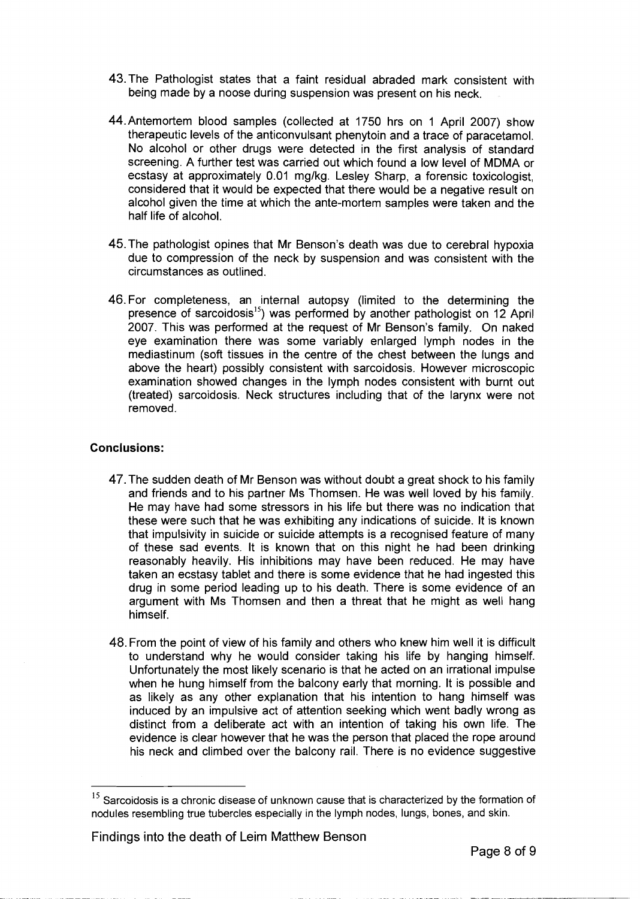43. The Pathologist states that a faint residual abraded mark consistent with being made by a noose during suspension was present on his neck.

44. Antemortem blood samples (collected at 1750 hrs on 1 April 2007) show therapeutic levels of the anticonvulsant phenytoin and a trace of paracetamol. No alcohol or other drugs were detected in the first analysis of standard screening. A further test was carried out which found a low level of MDMA or ecstasy at approximately 0.01 mg/kg. Lesley Sharp, a forensic toxicologist, considered that it would be expected that there would be a negative result on alcohol given the time at which the ante-mortem samples were taken and the half life of alcohol.

45. The pathologist opines that Mr Benson's death was due to cerebral hypoxia due to compression of the neck by suspension and was consistent with the circumstances as outlined.

46. For completeness, an internal autopsy (limited to the determining the presence of sarcoidosis[15]) was performed by another pathologist on 12 April 2007. This was performed at the request of Mr Benson's family. On naked eye examination there was some variably enlarged lymph nodes in the mediastinum (soft tissues in the centre of the chest between the lungs and above the heart) possibly consistent with sarcoidosis. However microscopic examination showed changes in the lymph nodes consistent with burnt out (treated) sarcoidosis. Neck structures including that of the larynx were not removed.

**Conclusions:**

47. The sudden death of Mr Benson was without doubt a great shock to his family and friends and to his partner Ms Thomsen. He was well loved by his family. He may have had some stressors in his life but there was no indication that these were such that he was exhibiting any indications of suicide. It is known that impulsivity in suicide or suicide attempts is a recognised feature of many of these sad events. It is known that on this night he had been drinking reasonably heavily. His inhibitions may have been reduced. He may have taken an ecstasy tablet and there is some evidence that he had ingested this drug in some period leading up to his death. There is some evidence of an argument with Ms Thomsen and then a threat that he might as well hang himself.

48. From the point of view of his family and others who knew him well it is difficult to understand why he would consider taking his life by hanging himself. Unfortunately the most likely scenario is that he acted on an irrational impulse when he hung himself from the balcony early that morning. It is possible and as likely as any other explanation that his intention to hang himself was induced by an impulsive act of attention seeking which went badly wrong as distinct from a deliberate act with an intention of taking his own life. The evidence is clear however that he was the person that placed the rope around his neck and climbed over the balcony rail. There is no evidence suggestive

---

[15] Sarcoidosis is a chronic disease of unknown cause that is characterized by the formation of nodules resembling true tubercles especially in the lymph nodes, lungs, bones, and skin.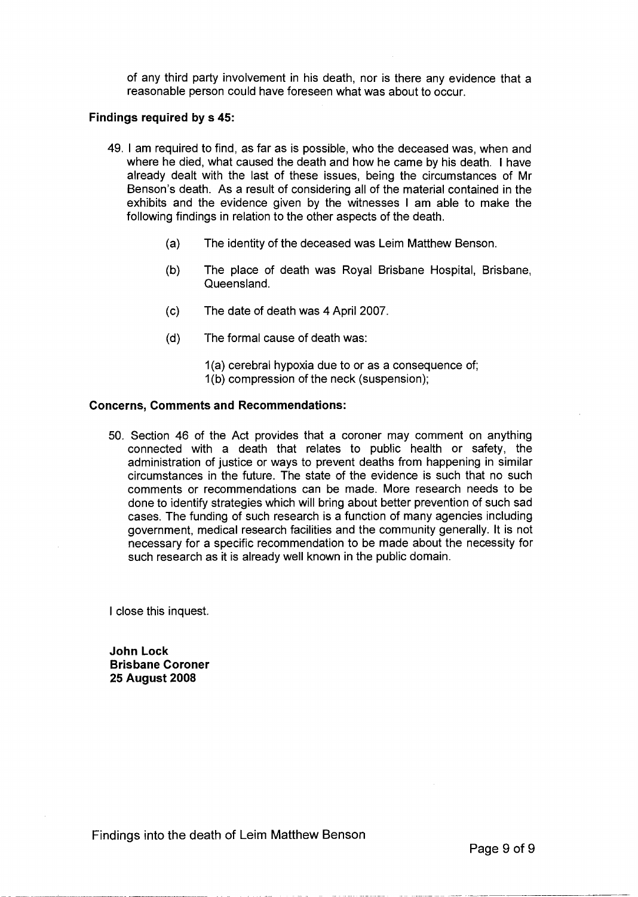of any third party involvement in his death, nor is there any evidence that a reasonable person could have foreseen what was about to occur.

**Findings required by s 45:**

49. I am required to find, as far as is possible, who the deceased was, when and where he died, what caused the death and how he came by his death. I have already dealt with the last of these issues, being the circumstances of Mr Benson's death. As a result of considering all of the material contained in the exhibits and the evidence given by the witnesses I am able to make the following findings in relation to the other aspects of the death.

    (a) The identity of the deceased was Leim Matthew Benson.

    (b) The place of death was Royal Brisbane Hospital, Brisbane, Queensland.

    (c) The date of death was 4 April 2007.

    (d) The formal cause of death was:

        1(a) cerebral hypoxia due to or as a consequence of;
        1(b) compression of the neck (suspension);

**Concerns, Comments and Recommendations:**

50. Section 46 of the Act provides that a coroner may comment on anything connected with a death that relates to public health or safety, the administration of justice or ways to prevent deaths from happening in similar circumstances in the future. The state of the evidence is such that no such comments or recommendations can be made. More research needs to be done to identify strategies which will bring about better prevention of such sad cases. The funding of such research is a function of many agencies including government, medical research facilities and the community generally. It is not necessary for a specific recommendation to be made about the necessity for such research as it is already well known in the public domain.

I close this inquest.

**John Lock**
**Brisbane Coroner**
**25 August 2008**